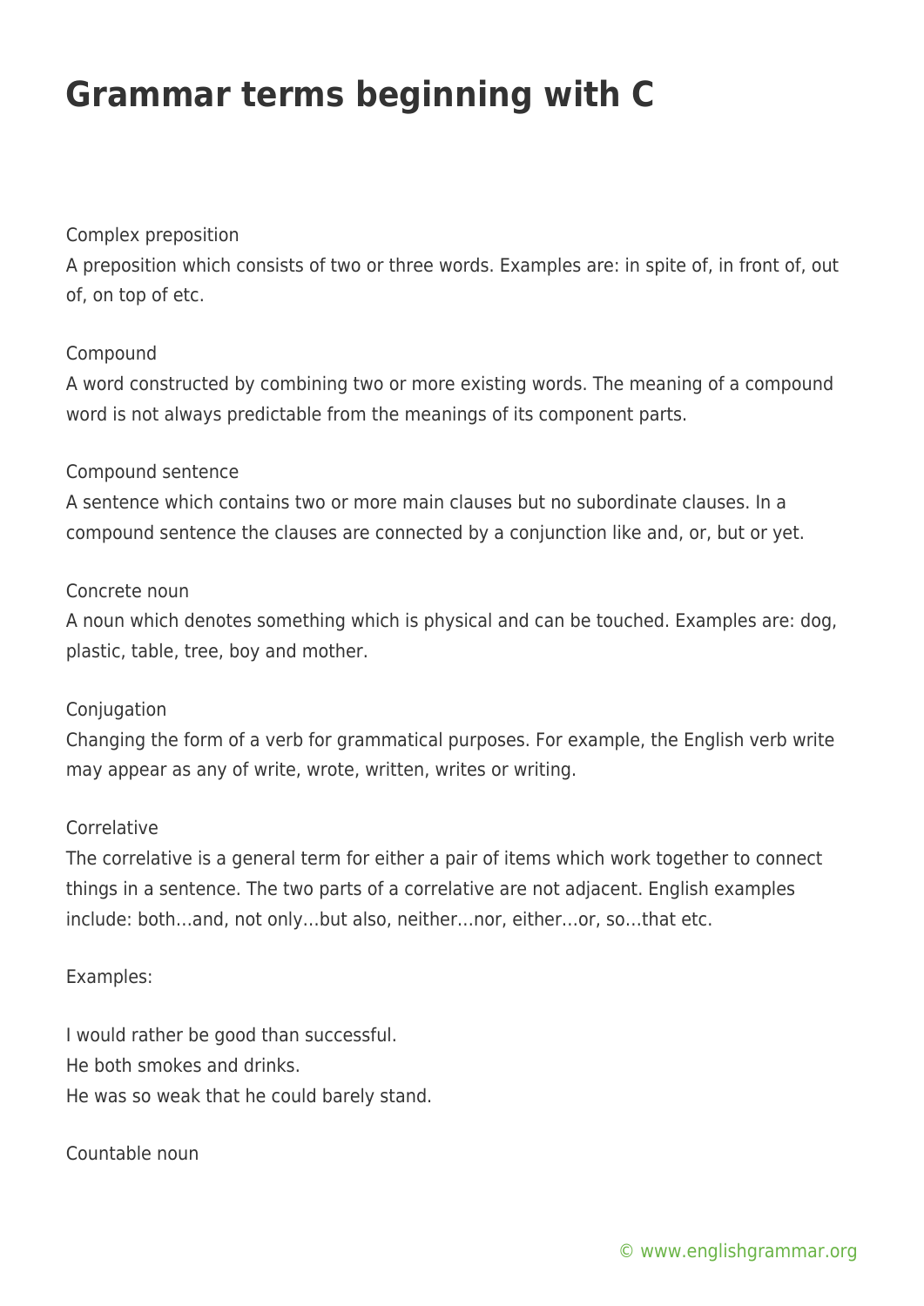# Grammar terms beginning with C

Complex preposition

A preposition which consists of two or three words. Examples are: in spite of, in front of, out of, on top of etc.

Compound

A word constructed by combining two or more existing words. The meaning of a compound word is not always predictable from the meanings of its component parts.

Compound sentence

A sentence which contains two or more main clauses but no subordinate clauses. In a compound sentence the clauses are connected by a conjunction like and, or, but or yet.

Concrete noun

A noun which denotes something which is physical and can be touched. Examples are: dog, plastic, table, tree, boy and mother.

Conjugation

Changing the form of a verb for grammatical purposes. For example, the English verb write may appear as any of write, wrote, written, writes or writing.

Correlative

The correlative is a general term for either a pair of items which work together to connect things in a sentence. The two parts of a correlative are not adjacent. English examples include: both…and, not only…but also, neither…nor, either…or, so…that etc.

Examples:

I would rather be good than successful.
He both smokes and drinks.
He was so weak that he could barely stand.

Countable noun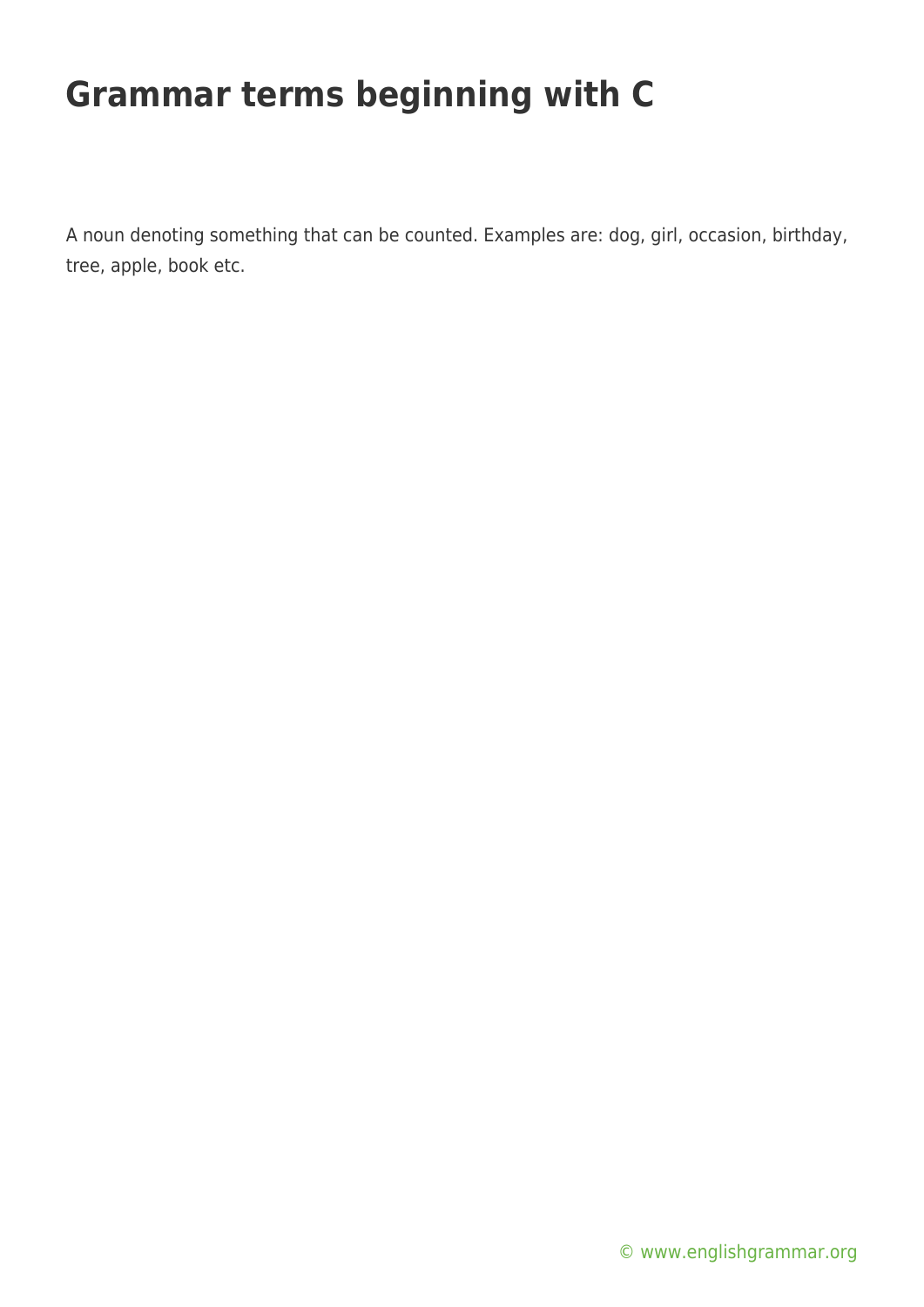# Grammar terms beginning with C

A noun denoting something that can be counted. Examples are: dog, girl, occasion, birthday, tree, apple, book etc.